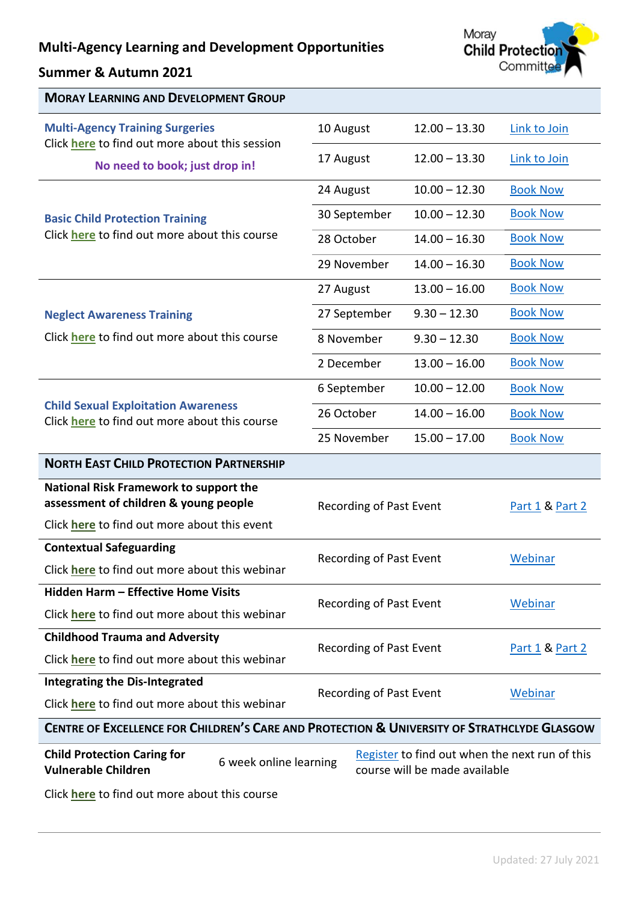# Multi-Agency Learning and Development Opportunities

## Summer & Autumn 2021

Moray Child Protection Committee

| **MORAY LEARNING AND DEVELOPMENT GROUP** | | | |
|---|---|---|---|
| **Multi-Agency Training Surgeries**<br>Click here to find out more about this session<br>**No need to book; just drop in!** | 10 August | 12.00 – 13.30 | Link to Join |
| | 17 August | 12.00 – 13.30 | Link to Join |
| **Basic Child Protection Training**<br>Click here to find out more about this course | 24 August | 10.00 – 12.30 | Book Now |
| | 30 September | 10.00 – 12.30 | Book Now |
| | 28 October | 14.00 – 16.30 | Book Now |
| | 29 November | 14.00 – 16.30 | Book Now |
| **Neglect Awareness Training**<br>Click here to find out more about this course | 27 August | 13.00 – 16.00 | Book Now |
| | 27 September | 9.30 – 12.30 | Book Now |
| | 8 November | 9.30 – 12.30 | Book Now |
| | 2 December | 13.00 – 16.00 | Book Now |
| **Child Sexual Exploitation Awareness**<br>Click here to find out more about this course | 6 September | 10.00 – 12.00 | Book Now |
| | 26 October | 14.00 – 16.00 | Book Now |
| | 25 November | 15.00 – 17.00 | Book Now |

| **NORTH EAST CHILD PROTECTION PARTNERSHIP** | | |
|---|---|---|
| **National Risk Framework to support the assessment of children & young people**<br>Click here to find out more about this event | Recording of Past Event | Part 1 & Part 2 |
| **Contextual Safeguarding**<br>Click here to find out more about this webinar | Recording of Past Event | Webinar |
| **Hidden Harm – Effective Home Visits**<br>Click here to find out more about this webinar | Recording of Past Event | Webinar |
| **Childhood Trauma and Adversity**<br>Click here to find out more about this webinar | Recording of Past Event | Part 1 & Part 2 |
| **Integrating the Dis-Integrated**<br>Click here to find out more about this webinar | Recording of Past Event | Webinar |

| **CENTRE OF EXCELLENCE FOR CHILDREN'S CARE AND PROTECTION & UNIVERSITY OF STRATHCLYDE GLASGOW** | | |
|---|---|---|
| **Child Protection Caring for Vulnerable Children**<br>Click here to find out more about this course | 6 week online learning | Register to find out when the next run of this course will be made available |

Updated: 27 July 2021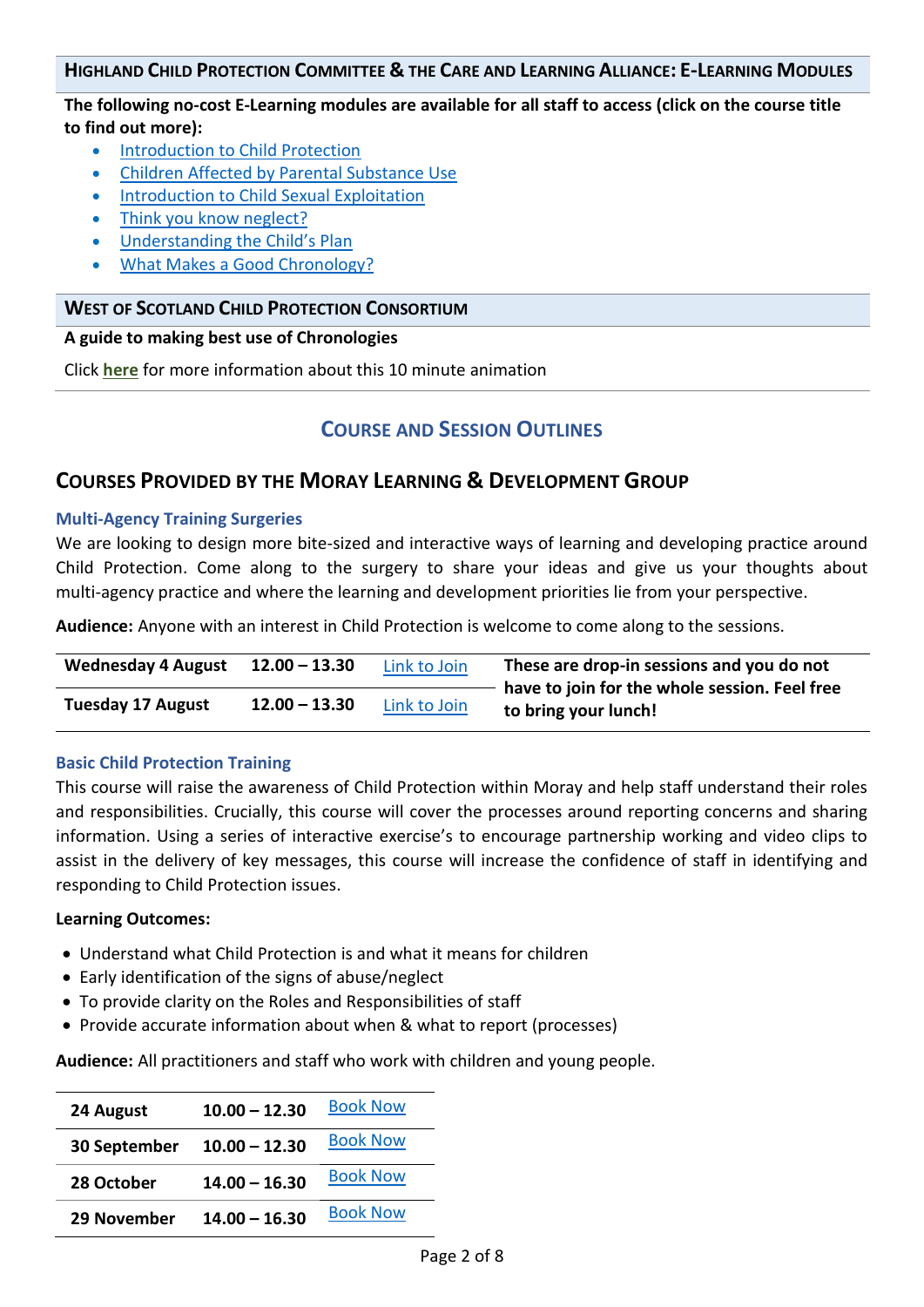### Highland Child Protection Committee & the Care and Learning Alliance: E-Learning Modules

**The following no-cost E-Learning modules are available for all staff to access (click on the course title to find out more):**

- Introduction to Child Protection
- Children Affected by Parental Substance Use
- Introduction to Child Sexual Exploitation
- Think you know neglect?
- Understanding the Child's Plan
- What Makes a Good Chronology?

### West of Scotland Child Protection Consortium

**A guide to making best use of Chronologies**

Click **here** for more information about this 10 minute animation

## Course and Session Outlines

## Courses Provided by the Moray Learning & Development Group

### Multi-Agency Training Surgeries

We are looking to design more bite-sized and interactive ways of learning and developing practice around Child Protection. Come along to the surgery to share your ideas and give us your thoughts about multi-agency practice and where the learning and development priorities lie from your perspective.

**Audience:** Anyone with an interest in Child Protection is welcome to come along to the sessions.

| Date | Time | Link | Notes |
|---|---|---|---|
| **Wednesday 4 August** | **12.00 – 13.30** | Link to Join | **These are drop-in sessions and you do not have to join for the whole session. Feel free to bring your lunch!** |
| **Tuesday 17 August** | **12.00 – 13.30** | Link to Join | |

### Basic Child Protection Training

This course will raise the awareness of Child Protection within Moray and help staff understand their roles and responsibilities. Crucially, this course will cover the processes around reporting concerns and sharing information. Using a series of interactive exercise's to encourage partnership working and video clips to assist in the delivery of key messages, this course will increase the confidence of staff in identifying and responding to Child Protection issues.

**Learning Outcomes:**

- Understand what Child Protection is and what it means for children
- Early identification of the signs of abuse/neglect
- To provide clarity on the Roles and Responsibilities of staff
- Provide accurate information about when & what to report (processes)

**Audience:** All practitioners and staff who work with children and young people.

| Date | Time | Booking |
|---|---|---|
| **24 August** | **10.00 – 12.30** | Book Now |
| **30 September** | **10.00 – 12.30** | Book Now |
| **28 October** | **14.00 – 16.30** | Book Now |
| **29 November** | **14.00 – 16.30** | Book Now |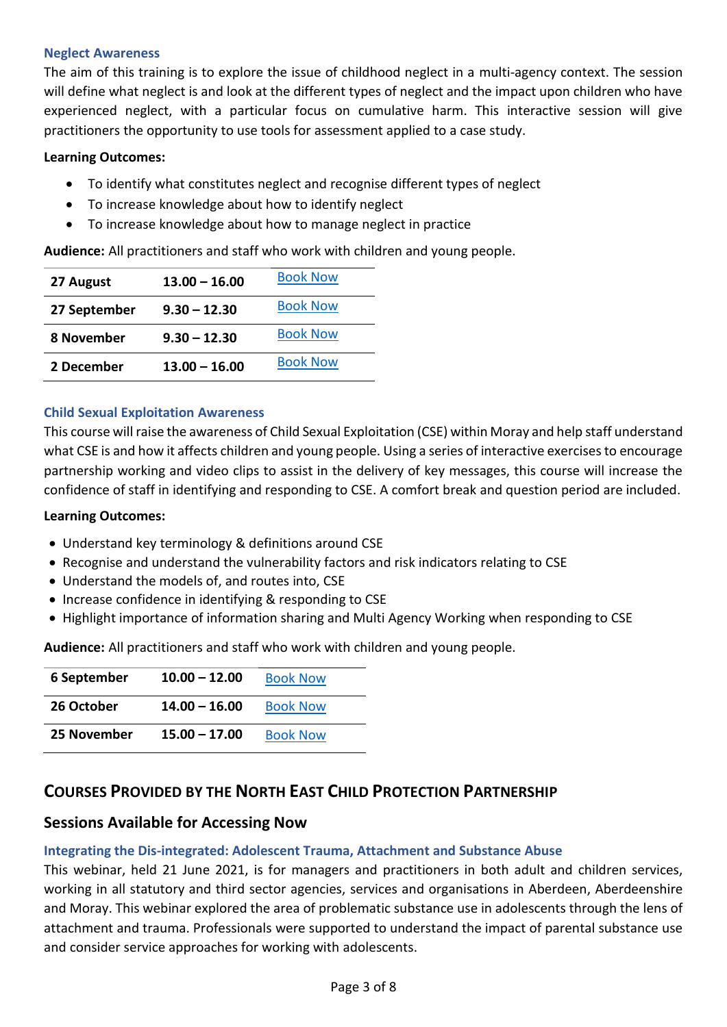### Neglect Awareness

The aim of this training is to explore the issue of childhood neglect in a multi-agency context. The session will define what neglect is and look at the different types of neglect and the impact upon children who have experienced neglect, with a particular focus on cumulative harm. This interactive session will give practitioners the opportunity to use tools for assessment applied to a case study.

**Learning Outcomes:**

- To identify what constitutes neglect and recognise different types of neglect
- To increase knowledge about how to identify neglect
- To increase knowledge about how to manage neglect in practice

**Audience:** All practitioners and staff who work with children and young people.

| | | |
|---|---|---|
| **27 August** | **13.00 – 16.00** | Book Now |
| **27 September** | **9.30 – 12.30** | Book Now |
| **8 November** | **9.30 – 12.30** | Book Now |
| **2 December** | **13.00 – 16.00** | Book Now |

### Child Sexual Exploitation Awareness

This course will raise the awareness of Child Sexual Exploitation (CSE) within Moray and help staff understand what CSE is and how it affects children and young people. Using a series of interactive exercises to encourage partnership working and video clips to assist in the delivery of key messages, this course will increase the confidence of staff in identifying and responding to CSE. A comfort break and question period are included.

**Learning Outcomes:**

- Understand key terminology & definitions around CSE
- Recognise and understand the vulnerability factors and risk indicators relating to CSE
- Understand the models of, and routes into, CSE
- Increase confidence in identifying & responding to CSE
- Highlight importance of information sharing and Multi Agency Working when responding to CSE

**Audience:** All practitioners and staff who work with children and young people.

| | | |
|---|---|---|
| **6 September** | **10.00 – 12.00** | Book Now |
| **26 October** | **14.00 – 16.00** | Book Now |
| **25 November** | **15.00 – 17.00** | Book Now |

## Courses Provided by the North East Child Protection Partnership

## Sessions Available for Accessing Now

### Integrating the Dis-integrated: Adolescent Trauma, Attachment and Substance Abuse

This webinar, held 21 June 2021, is for managers and practitioners in both adult and children services, working in all statutory and third sector agencies, services and organisations in Aberdeen, Aberdeenshire and Moray. This webinar explored the area of problematic substance use in adolescents through the lens of attachment and trauma. Professionals were supported to understand the impact of parental substance use and consider service approaches for working with adolescents.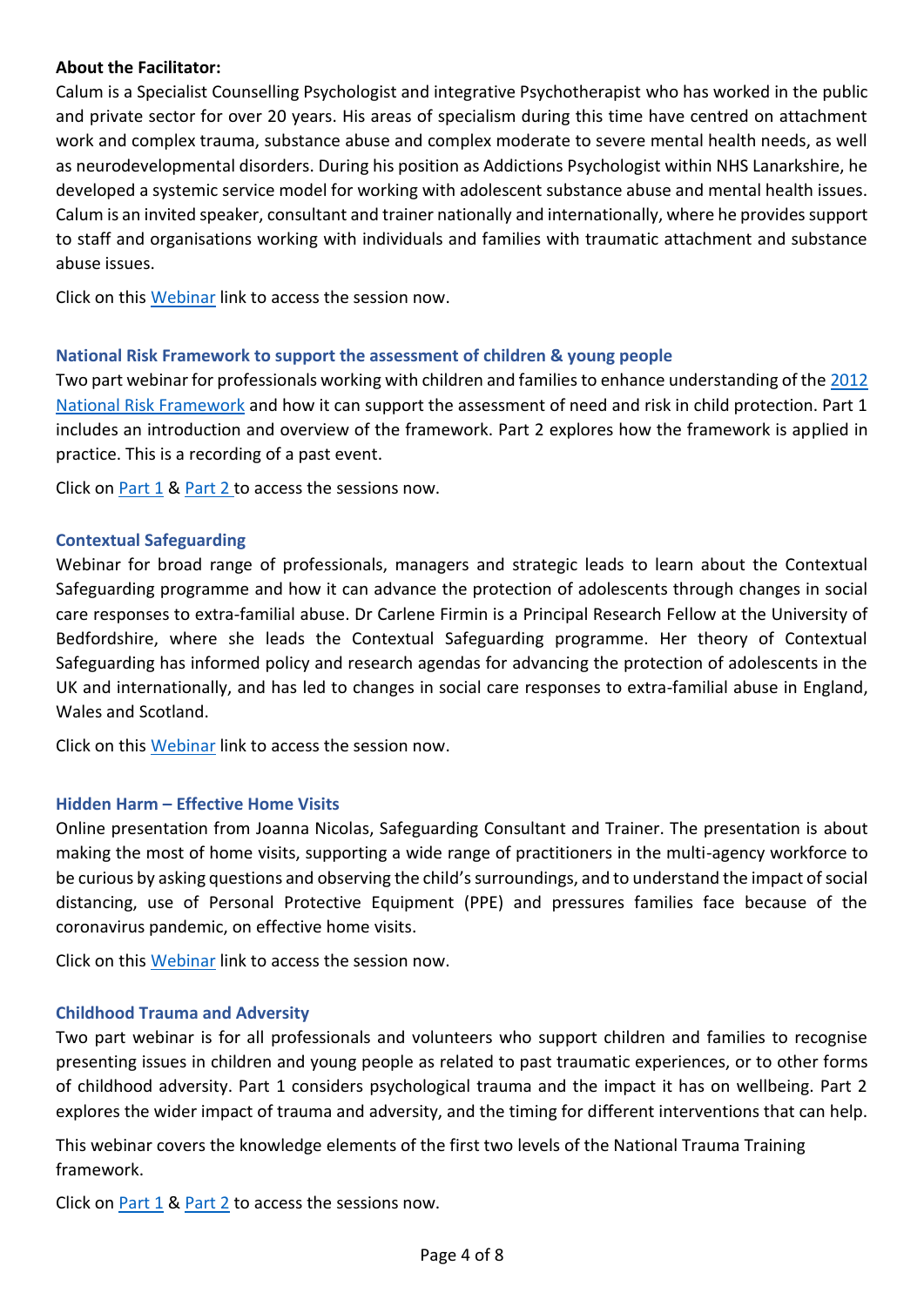**About the Facilitator:**
Calum is a Specialist Counselling Psychologist and integrative Psychotherapist who has worked in the public and private sector for over 20 years. His areas of specialism during this time have centred on attachment work and complex trauma, substance abuse and complex moderate to severe mental health needs, as well as neurodevelopmental disorders. During his position as Addictions Psychologist within NHS Lanarkshire, he developed a systemic service model for working with adolescent substance abuse and mental health issues. Calum is an invited speaker, consultant and trainer nationally and internationally, where he provides support to staff and organisations working with individuals and families with traumatic attachment and substance abuse issues.

Click on this Webinar link to access the session now.

### National Risk Framework to support the assessment of children & young people

Two part webinar for professionals working with children and families to enhance understanding of the 2012 National Risk Framework and how it can support the assessment of need and risk in child protection. Part 1 includes an introduction and overview of the framework. Part 2 explores how the framework is applied in practice. This is a recording of a past event.

Click on Part 1 & Part 2 to access the sessions now.

### Contextual Safeguarding

Webinar for broad range of professionals, managers and strategic leads to learn about the Contextual Safeguarding programme and how it can advance the protection of adolescents through changes in social care responses to extra-familial abuse. Dr Carlene Firmin is a Principal Research Fellow at the University of Bedfordshire, where she leads the Contextual Safeguarding programme. Her theory of Contextual Safeguarding has informed policy and research agendas for advancing the protection of adolescents in the UK and internationally, and has led to changes in social care responses to extra-familial abuse in England, Wales and Scotland.

Click on this Webinar link to access the session now.

### Hidden Harm – Effective Home Visits

Online presentation from Joanna Nicolas, Safeguarding Consultant and Trainer. The presentation is about making the most of home visits, supporting a wide range of practitioners in the multi-agency workforce to be curious by asking questions and observing the child's surroundings, and to understand the impact of social distancing, use of Personal Protective Equipment (PPE) and pressures families face because of the coronavirus pandemic, on effective home visits.

Click on this Webinar link to access the session now.

### Childhood Trauma and Adversity

Two part webinar is for all professionals and volunteers who support children and families to recognise presenting issues in children and young people as related to past traumatic experiences, or to other forms of childhood adversity. Part 1 considers psychological trauma and the impact it has on wellbeing. Part 2 explores the wider impact of trauma and adversity, and the timing for different interventions that can help.

This webinar covers the knowledge elements of the first two levels of the National Trauma Training framework.

Click on Part 1 & Part 2 to access the sessions now.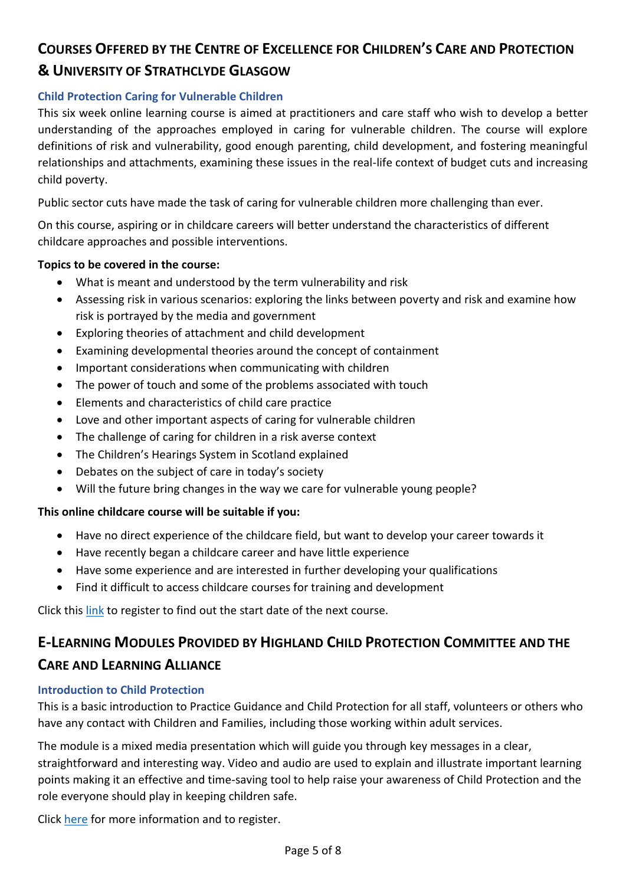## Courses Offered by the Centre of Excellence for Children's Care and Protection & University of Strathclyde Glasgow

### Child Protection Caring for Vulnerable Children

This six week online learning course is aimed at practitioners and care staff who wish to develop a better understanding of the approaches employed in caring for vulnerable children. The course will explore definitions of risk and vulnerability, good enough parenting, child development, and fostering meaningful relationships and attachments, examining these issues in the real-life context of budget cuts and increasing child poverty.

Public sector cuts have made the task of caring for vulnerable children more challenging than ever.

On this course, aspiring or in childcare careers will better understand the characteristics of different childcare approaches and possible interventions.

**Topics to be covered in the course:**

- What is meant and understood by the term vulnerability and risk
- Assessing risk in various scenarios: exploring the links between poverty and risk and examine how risk is portrayed by the media and government
- Exploring theories of attachment and child development
- Examining developmental theories around the concept of containment
- Important considerations when communicating with children
- The power of touch and some of the problems associated with touch
- Elements and characteristics of child care practice
- Love and other important aspects of caring for vulnerable children
- The challenge of caring for children in a risk averse context
- The Children's Hearings System in Scotland explained
- Debates on the subject of care in today's society
- Will the future bring changes in the way we care for vulnerable young people?

**This online childcare course will be suitable if you:**

- Have no direct experience of the childcare field, but want to develop your career towards it
- Have recently began a childcare career and have little experience
- Have some experience and are interested in further developing your qualifications
- Find it difficult to access childcare courses for training and development

Click this link to register to find out the start date of the next course.

## E-Learning Modules Provided by Highland Child Protection Committee and the Care and Learning Alliance

### Introduction to Child Protection

This is a basic introduction to Practice Guidance and Child Protection for all staff, volunteers or others who have any contact with Children and Families, including those working within adult services.

The module is a mixed media presentation which will guide you through key messages in a clear, straightforward and interesting way. Video and audio are used to explain and illustrate important learning points making it an effective and time-saving tool to help raise your awareness of Child Protection and the role everyone should play in keeping children safe.

Click here for more information and to register.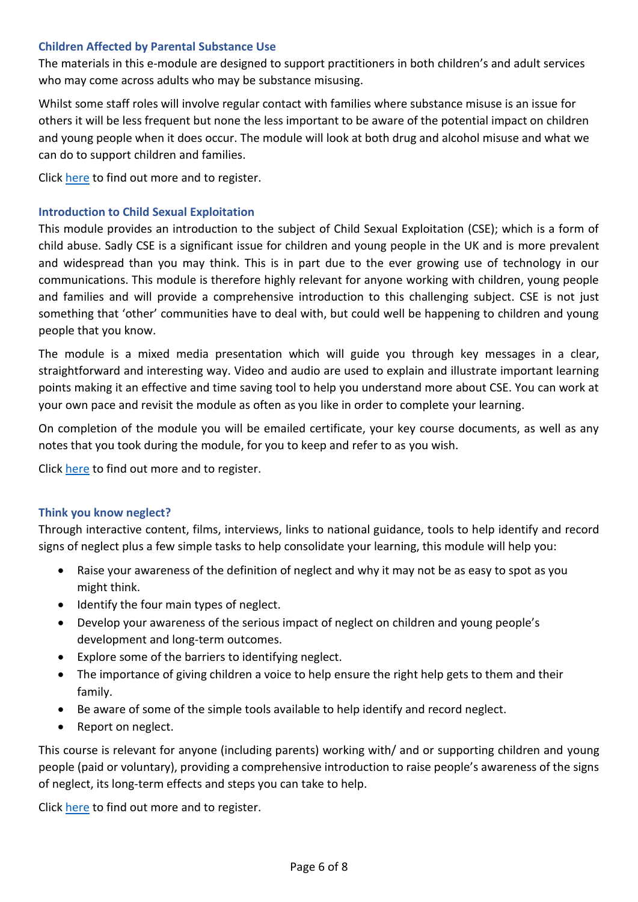### Children Affected by Parental Substance Use

The materials in this e-module are designed to support practitioners in both children's and adult services who may come across adults who may be substance misusing.

Whilst some staff roles will involve regular contact with families where substance misuse is an issue for others it will be less frequent but none the less important to be aware of the potential impact on children and young people when it does occur. The module will look at both drug and alcohol misuse and what we can do to support children and families.

Click here to find out more and to register.

### Introduction to Child Sexual Exploitation

This module provides an introduction to the subject of Child Sexual Exploitation (CSE); which is a form of child abuse. Sadly CSE is a significant issue for children and young people in the UK and is more prevalent and widespread than you may think. This is in part due to the ever growing use of technology in our communications. This module is therefore highly relevant for anyone working with children, young people and families and will provide a comprehensive introduction to this challenging subject. CSE is not just something that 'other' communities have to deal with, but could well be happening to children and young people that you know.

The module is a mixed media presentation which will guide you through key messages in a clear, straightforward and interesting way. Video and audio are used to explain and illustrate important learning points making it an effective and time saving tool to help you understand more about CSE. You can work at your own pace and revisit the module as often as you like in order to complete your learning.

On completion of the module you will be emailed certificate, your key course documents, as well as any notes that you took during the module, for you to keep and refer to as you wish.

Click here to find out more and to register.

### Think you know neglect?

Through interactive content, films, interviews, links to national guidance, tools to help identify and record signs of neglect plus a few simple tasks to help consolidate your learning, this module will help you:

- Raise your awareness of the definition of neglect and why it may not be as easy to spot as you might think.
- Identify the four main types of neglect.
- Develop your awareness of the serious impact of neglect on children and young people's development and long-term outcomes.
- Explore some of the barriers to identifying neglect.
- The importance of giving children a voice to help ensure the right help gets to them and their family.
- Be aware of some of the simple tools available to help identify and record neglect.
- Report on neglect.

This course is relevant for anyone (including parents) working with/ and or supporting children and young people (paid or voluntary), providing a comprehensive introduction to raise people's awareness of the signs of neglect, its long-term effects and steps you can take to help.

Click here to find out more and to register.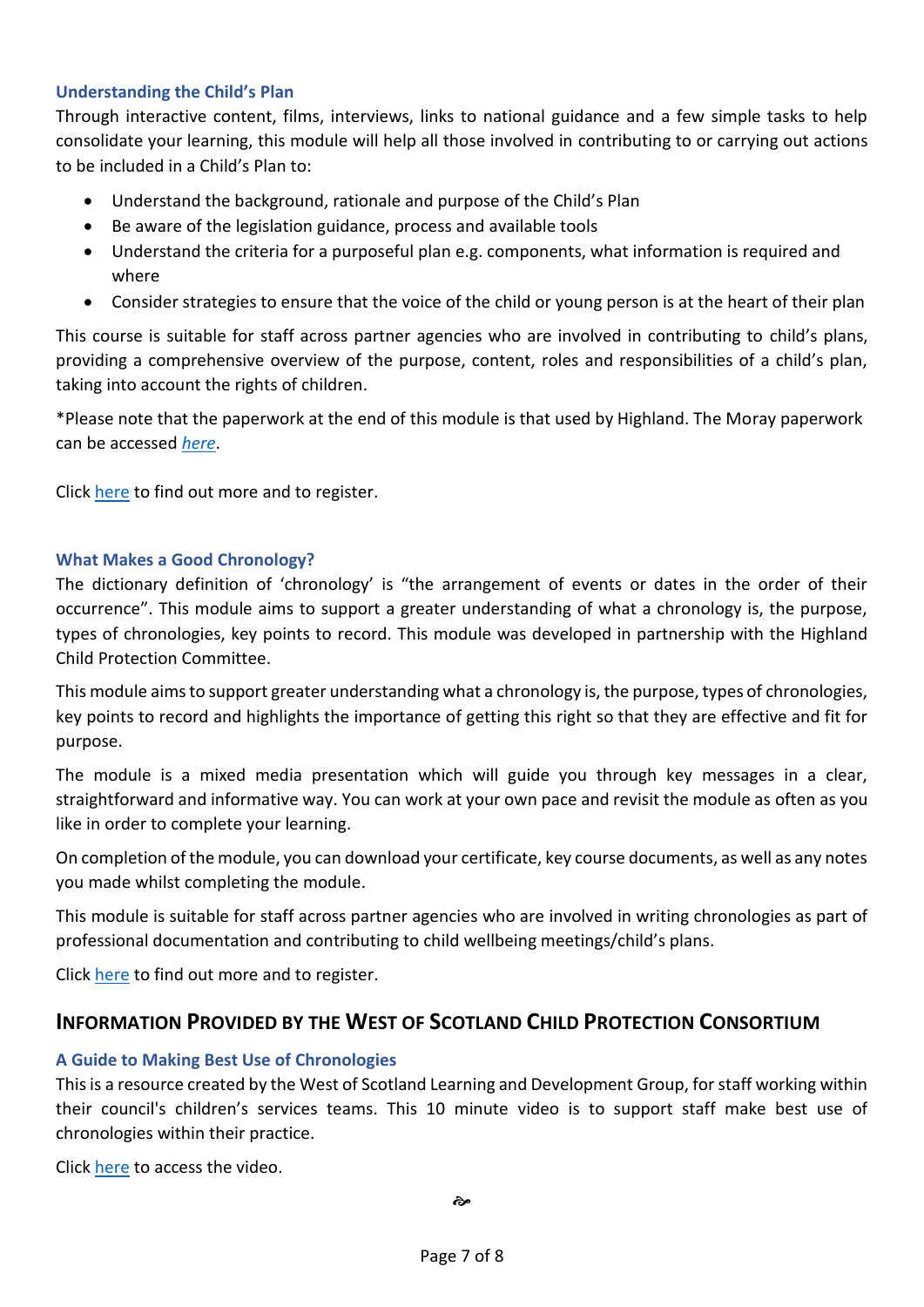### Understanding the Child's Plan

Through interactive content, films, interviews, links to national guidance and a few simple tasks to help consolidate your learning, this module will help all those involved in contributing to or carrying out actions to be included in a Child's Plan to:

- Understand the background, rationale and purpose of the Child's Plan
- Be aware of the legislation guidance, process and available tools
- Understand the criteria for a purposeful plan e.g. components, what information is required and where
- Consider strategies to ensure that the voice of the child or young person is at the heart of their plan

This course is suitable for staff across partner agencies who are involved in contributing to child's plans, providing a comprehensive overview of the purpose, content, roles and responsibilities of a child's plan, taking into account the rights of children.

*Please note that the paperwork at the end of this module is that used by Highland. The Moray paperwork can be accessed *here*.

Click here to find out more and to register.

### What Makes a Good Chronology?

The dictionary definition of 'chronology' is "the arrangement of events or dates in the order of their occurrence". This module aims to support a greater understanding of what a chronology is, the purpose, types of chronologies, key points to record. This module was developed in partnership with the Highland Child Protection Committee.

This module aims to support greater understanding what a chronology is, the purpose, types of chronologies, key points to record and highlights the importance of getting this right so that they are effective and fit for purpose.

The module is a mixed media presentation which will guide you through key messages in a clear, straightforward and informative way. You can work at your own pace and revisit the module as often as you like in order to complete your learning.

On completion of the module, you can download your certificate, key course documents, as well as any notes you made whilst completing the module.

This module is suitable for staff across partner agencies who are involved in writing chronologies as part of professional documentation and contributing to child wellbeing meetings/child's plans.

Click here to find out more and to register.

## Information Provided by the West of Scotland Child Protection Consortium

### A Guide to Making Best Use of Chronologies

This is a resource created by the West of Scotland Learning and Development Group, for staff working within their council's children's services teams. This 10 minute video is to support staff make best use of chronologies within their practice.

Click here to access the video.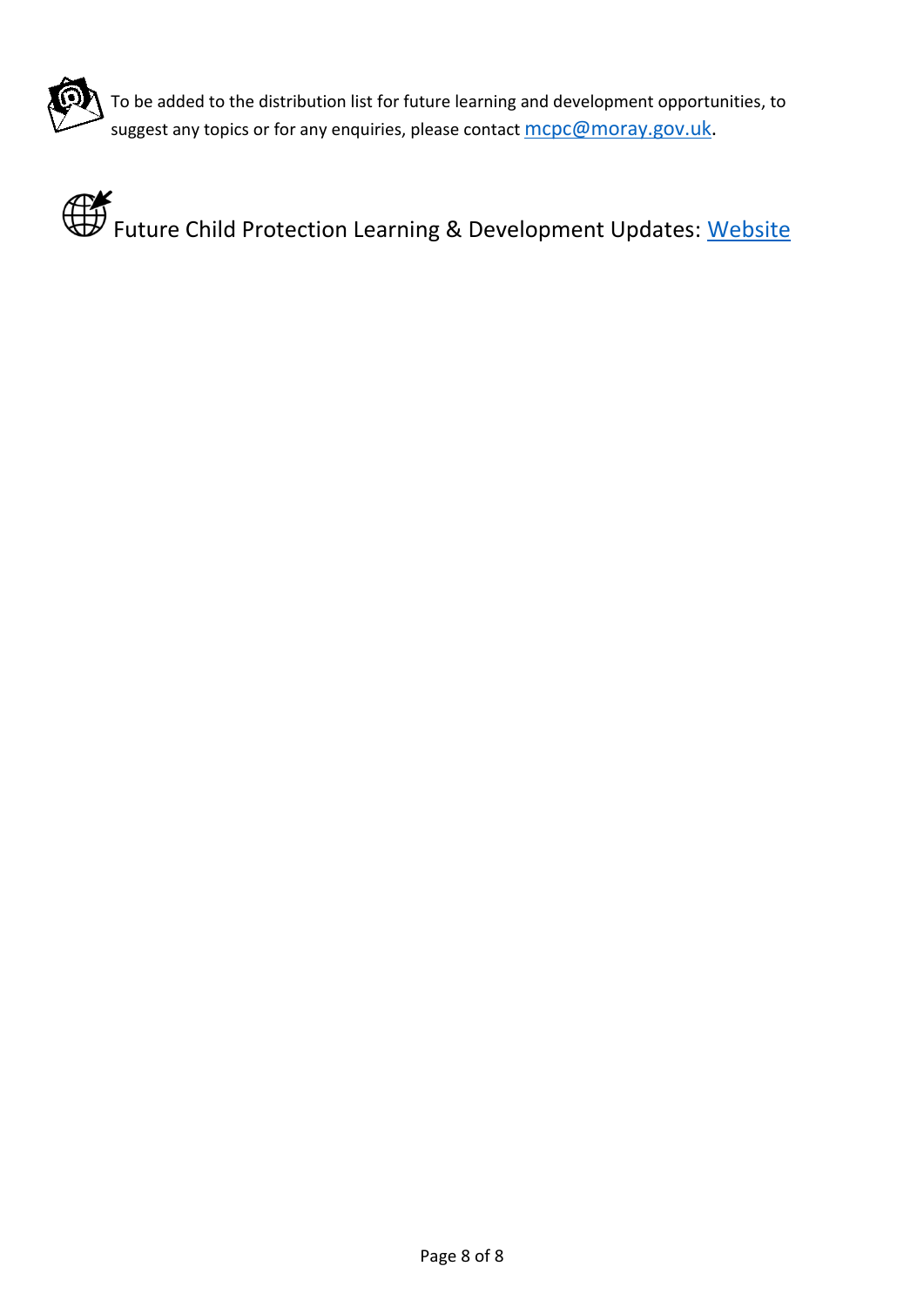To be added to the distribution list for future learning and development opportunities, to suggest any topics or for any enquiries, please contact mcpc@moray.gov.uk.

Future Child Protection Learning & Development Updates: Website